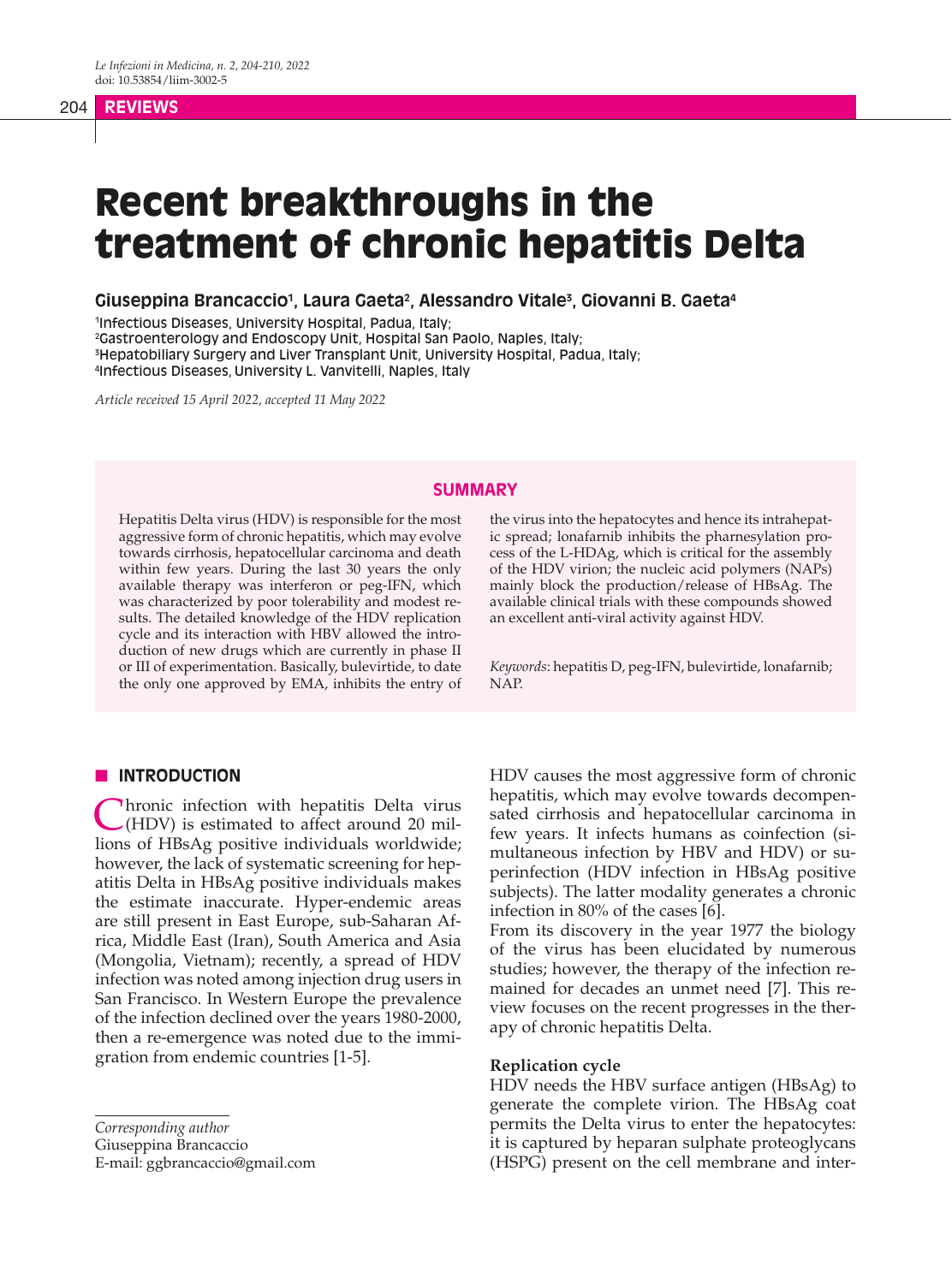# Recent breakthroughs in the treatment of chronic hepatitis Delta

**Giuseppina Brancaccio[1], Laura Gaeta[2], Alessandro Vitale[3], Giovanni B. Gaeta[4]**

[1]Infectious Diseases, University Hospital, Padua, Italy;
[2]Gastroenterology and Endoscopy Unit, Hospital San Paolo, Naples, Italy;
[3]Hepatobiliary Surgery and Liver Transplant Unit, University Hospital, Padua, Italy;
[4]Infectious Diseases, University L. Vanvitelli, Naples, Italy

*Article received 15 April 2022, accepted 11 May 2022*

## SUMMARY

Hepatitis Delta virus (HDV) is responsible for the most aggressive form of chronic hepatitis, which may evolve towards cirrhosis, hepatocellular carcinoma and death within few years. During the last 30 years the only available therapy was interferon or peg-IFN, which was characterized by poor tolerability and modest results. The detailed knowledge of the HDV replication cycle and its interaction with HBV allowed the introduction of new drugs which are currently in phase II or III of experimentation. Basically, bulevirtide, to date the only one approved by EMA, inhibits the entry of the virus into the hepatocytes and hence its intrahepatic spread; lonafarnib inhibits the pharnesylation process of the L-HDAg, which is critical for the assembly of the HDV virion; the nucleic acid polymers (NAPs) mainly block the production/release of HBsAg. The available clinical trials with these compounds showed an excellent anti-viral activity against HDV.

*Keywords*: hepatitis D, peg-IFN, bulevirtide, lonafarnib; NAP.

## INTRODUCTION

Chronic infection with hepatitis Delta virus (HDV) is estimated to affect around 20 millions of HBsAg positive individuals worldwide; however, the lack of systematic screening for hepatitis Delta in HBsAg positive individuals makes the estimate inaccurate. Hyper-endemic areas are still present in East Europe, sub-Saharan Africa, Middle East (Iran), South America and Asia (Mongolia, Vietnam); recently, a spread of HDV infection was noted among injection drug users in San Francisco. In Western Europe the prevalence of the infection declined over the years 1980-2000, then a re-emergence was noted due to the immigration from endemic countries [1-5].

HDV causes the most aggressive form of chronic hepatitis, which may evolve towards decompensated cirrhosis and hepatocellular carcinoma in few years. It infects humans as coinfection (simultaneous infection by HBV and HDV) or superinfection (HDV infection in HBsAg positive subjects). The latter modality generates a chronic infection in 80% of the cases [6].

From its discovery in the year 1977 the biology of the virus has been elucidated by numerous studies; however, the therapy of the infection remained for decades an unmet need [7]. This review focuses on the recent progresses in the therapy of chronic hepatitis Delta.

### Replication cycle

HDV needs the HBV surface antigen (HBsAg) to generate the complete virion. The HBsAg coat permits the Delta virus to enter the hepatocytes: it is captured by heparan sulphate proteoglycans (HSPG) present on the cell membrane and inter-

*Corresponding author*
Giuseppina Brancaccio
E-mail: ggbrancaccio@gmail.com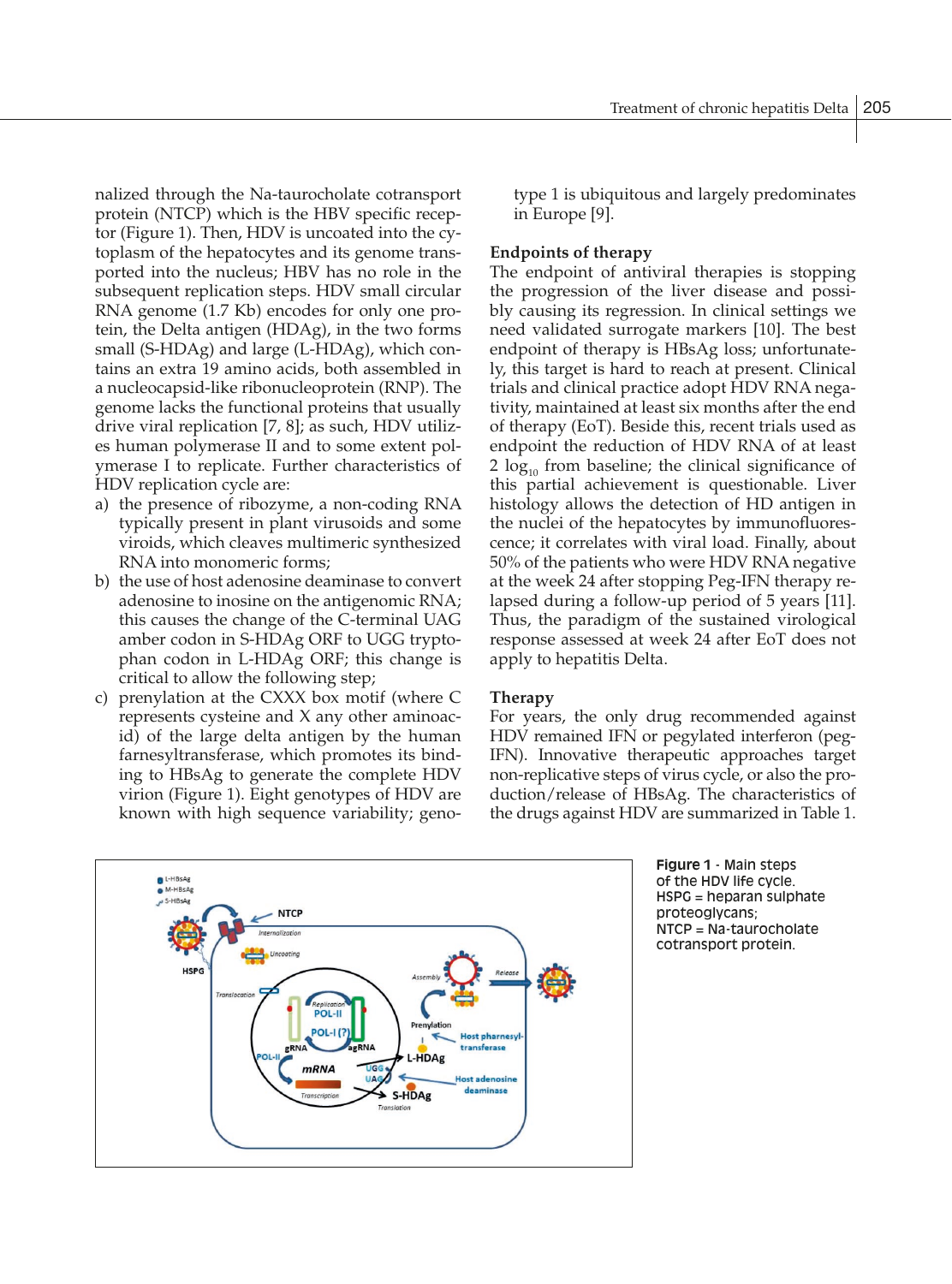nalized through the Na-taurocholate cotransport protein (NTCP) which is the HBV specific receptor (Figure 1). Then, HDV is uncoated into the cytoplasm of the hepatocytes and its genome transported into the nucleus; HBV has no role in the subsequent replication steps. HDV small circular RNA genome (1.7 Kb) encodes for only one protein, the Delta antigen (HDAg), in the two forms small (S-HDAg) and large (L-HDAg), which contains an extra 19 amino acids, both assembled in a nucleocapsid-like ribonucleoprotein (RNP). The genome lacks the functional proteins that usually drive viral replication [7, 8]; as such, HDV utilizes human polymerase II and to some extent polymerase I to replicate. Further characteristics of HDV replication cycle are:

a) the presence of ribozyme, a non-coding RNA typically present in plant virusoids and some viroids, which cleaves multimeric synthesized RNA into monomeric forms;
b) the use of host adenosine deaminase to convert adenosine to inosine on the antigenomic RNA; this causes the change of the C-terminal UAG amber codon in S-HDAg ORF to UGG tryptophan codon in L-HDAg ORF; this change is critical to allow the following step;
c) prenylation at the CXXX box motif (where C represents cysteine and X any other aminoacid) of the large delta antigen by the human farnesyltransferase, which promotes its binding to HBsAg to generate the complete HDV virion (Figure 1). Eight genotypes of HDV are known with high sequence variability; genotype 1 is ubiquitous and largely predominates in Europe [9].

## Endpoints of therapy

The endpoint of antiviral therapies is stopping the progression of the liver disease and possibly causing its regression. In clinical settings we need validated surrogate markers [10]. The best endpoint of therapy is HBsAg loss; unfortunately, this target is hard to reach at present. Clinical trials and clinical practice adopt HDV RNA negativity, maintained at least six months after the end of therapy (EoT). Beside this, recent trials used as endpoint the reduction of HDV RNA of at least 2 $\log_{10}$ from baseline; the clinical significance of this partial achievement is questionable. Liver histology allows the detection of HD antigen in the nuclei of the hepatocytes by immunofluorescence; it correlates with viral load. Finally, about 50% of the patients who were HDV RNA negative at the week 24 after stopping Peg-IFN therapy relapsed during a follow-up period of 5 years [11]. Thus, the paradigm of the sustained virological response assessed at week 24 after EoT does not apply to hepatitis Delta.

## Therapy

For years, the only drug recommended against HDV remained IFN or pegylated interferon (peg-IFN). Innovative therapeutic approaches target non-replicative steps of virus cycle, or also the production/release of HBsAg. The characteristics of the drugs against HDV are summarized in Table 1.

**Figure 1** - Main steps of the HDV life cycle. HSPG = heparan sulphate proteoglycans; NTCP = Na-taurocholate cotransport protein.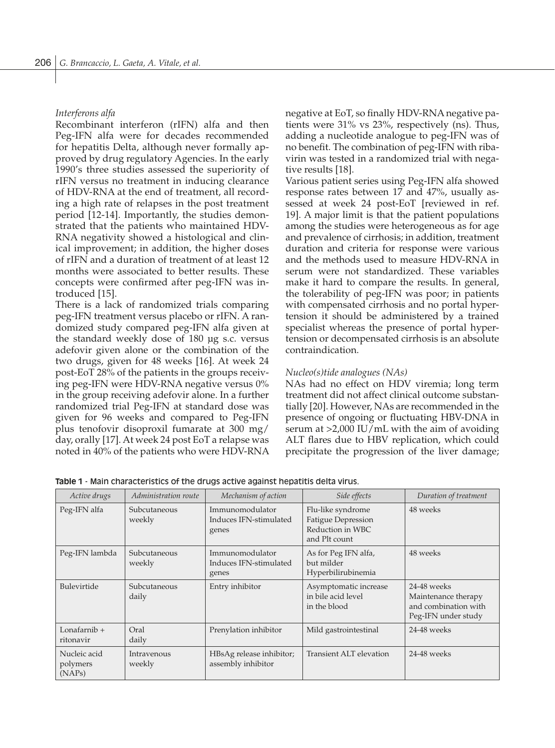*Interferons alfa*

Recombinant interferon (rIFN) alfa and then Peg-IFN alfa were for decades recommended for hepatitis Delta, although never formally approved by drug regulatory Agencies. In the early 1990's three studies assessed the superiority of rIFN versus no treatment in inducing clearance of HDV-RNA at the end of treatment, all recording a high rate of relapses in the post treatment period [12-14]. Importantly, the studies demonstrated that the patients who maintained HDV-RNA negativity showed a histological and clinical improvement; in addition, the higher doses of rIFN and a duration of treatment of at least 12 months were associated to better results. These concepts were confirmed after peg-IFN was introduced [15].

There is a lack of randomized trials comparing peg-IFN treatment versus placebo or rIFN. A randomized study compared peg-IFN alfa given at the standard weekly dose of 180 µg s.c. versus adefovir given alone or the combination of the two drugs, given for 48 weeks [16]. At week 24 post-EoT 28% of the patients in the groups receiving peg-IFN were HDV-RNA negative versus 0% in the group receiving adefovir alone. In a further randomized trial Peg-IFN at standard dose was given for 96 weeks and compared to Peg-IFN plus tenofovir disoproxil fumarate at 300 mg/day, orally [17]. At week 24 post EoT a relapse was noted in 40% of the patients who were HDV-RNA negative at EoT, so finally HDV-RNA negative patients were 31% vs 23%, respectively (ns). Thus, adding a nucleotide analogue to peg-IFN was of no benefit. The combination of peg-IFN with ribavirin was tested in a randomized trial with negative results [18].

Various patient series using Peg-IFN alfa showed response rates between 17 and 47%, usually assessed at week 24 post-EoT [reviewed in ref. 19]. A major limit is that the patient populations among the studies were heterogeneous as for age and prevalence of cirrhosis; in addition, treatment duration and criteria for response were various and the methods used to measure HDV-RNA in serum were not standardized. These variables make it hard to compare the results. In general, the tolerability of peg-IFN was poor; in patients with compensated cirrhosis and no portal hypertension it should be administered by a trained specialist whereas the presence of portal hypertension or decompensated cirrhosis is an absolute contraindication.

*Nucleo(s)tide analogues (NAs)*

NAs had no effect on HDV viremia; long term treatment did not affect clinical outcome substantially [20]. However, NAs are recommended in the presence of ongoing or fluctuating HBV-DNA in serum at >2,000 IU/mL with the aim of avoiding ALT flares due to HBV replication, which could precipitate the progression of the liver damage;

**Table 1** - Main characteristics of the drugs active against hepatitis delta virus.

| *Active drugs* | *Administration route* | *Mechanism of action* | *Side effects* | *Duration of treatment* |
|---|---|---|---|---|
| Peg-IFN alfa | Subcutaneous weekly | Immunomodulator Induces IFN-stimulated genes | Flu-like syndrome Fatigue Depression Reduction in WBC and Plt count | 48 weeks |
| Peg-IFN lambda | Subcutaneous weekly | Immunomodulator Induces IFN-stimulated genes | As for Peg IFN alfa, but milder Hyperbilirubinemia | 48 weeks |
| Bulevirtide | Subcutaneous daily | Entry inhibitor | Asymptomatic increase in bile acid level in the blood | 24-48 weeks Maintenance therapy and combination with Peg-IFN under study |
| Lonafarnib + ritonavir | Oral daily | Prenylation inhibitor | Mild gastrointestinal | 24-48 weeks |
| Nucleic acid polymers (NAPs) | Intravenous weekly | HBsAg release inhibitor; assembly inhibitor | Transient ALT elevation | 24-48 weeks |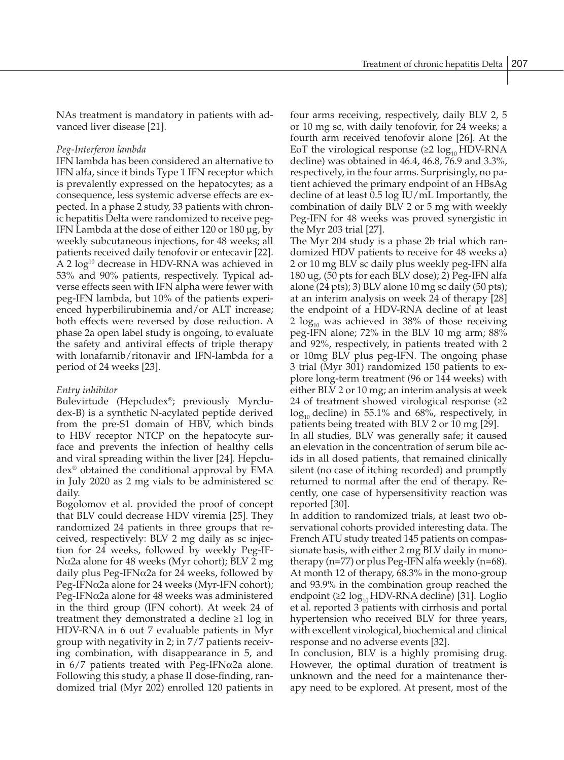NAs treatment is mandatory in patients with advanced liver disease [21].

*Peg-Interferon lambda*

IFN lambda has been considered an alternative to IFN alfa, since it binds Type 1 IFN receptor which is prevalently expressed on the hepatocytes; as a consequence, less systemic adverse effects are expected. In a phase 2 study, 33 patients with chronic hepatitis Delta were randomized to receive peg-IFN Lambda at the dose of either 120 or 180 µg, by weekly subcutaneous injections, for 48 weeks; all patients received daily tenofovir or entecavir [22]. A 2 $\log^{10}$ decrease in HDV-RNA was achieved in 53% and 90% patients, respectively. Typical adverse effects seen with IFN alpha were fewer with peg-IFN lambda, but 10% of the patients experienced hyperbilirubinemia and/or ALT increase; both effects were reversed by dose reduction. A phase 2a open label study is ongoing, to evaluate the safety and antiviral effects of triple therapy with lonafarnib/ritonavir and IFN-lambda for a period of 24 weeks [23].

*Entry inhibitor*

Bulevirtude (Hepcludex®; previously Myrcludex-B) is a synthetic N-acylated peptide derived from the pre-S1 domain of HBV, which binds to HBV receptor NTCP on the hepatocyte surface and prevents the infection of healthy cells and viral spreading within the liver [24]. Hepcludex® obtained the conditional approval by EMA in July 2020 as 2 mg vials to be administered sc daily.

Bogolomov et al. provided the proof of concept that BLV could decrease HDV viremia [25]. They randomized 24 patients in three groups that received, respectively: BLV 2 mg daily as sc injection for 24 weeks, followed by weekly Peg-IFN$\alpha$2a alone for 48 weeks (Myr cohort); BLV 2 mg daily plus Peg-IFN$\alpha$2a for 24 weeks, followed by Peg-IFN$\alpha$2a alone for 24 weeks (Myr-IFN cohort); Peg-IFN$\alpha$2a alone for 48 weeks was administered in the third group (IFN cohort). At week 24 of treatment they demonstrated a decline ≥1 log in HDV-RNA in 6 out 7 evaluable patients in Myr group with negativity in 2; in 7/7 patients receiving combination, with disappearance in 5, and in 6/7 patients treated with Peg-IFN$\alpha$2a alone. Following this study, a phase II dose-finding, randomized trial (Myr 202) enrolled 120 patients in four arms receiving, respectively, daily BLV 2, 5 or 10 mg sc, with daily tenofovir, for 24 weeks; a fourth arm received tenofovir alone [26]. At the EoT the virological response (≥2 $\log_{10}$ HDV-RNA decline) was obtained in 46.4, 46.8, 76.9 and 3.3%, respectively, in the four arms. Surprisingly, no patient achieved the primary endpoint of an HBsAg decline of at least 0.5 log IU/mL Importantly, the combination of daily BLV 2 or 5 mg with weekly Peg-IFN for 48 weeks was proved synergistic in the Myr 203 trial [27].

The Myr 204 study is a phase 2b trial which randomized HDV patients to receive for 48 weeks a) 2 or 10 mg BLV sc daily plus weekly peg-IFN alfa 180 ug, (50 pts for each BLV dose); 2) Peg-IFN alfa alone (24 pts); 3) BLV alone 10 mg sc daily (50 pts); at an interim analysis on week 24 of therapy [28] the endpoint of a HDV-RNA decline of at least 2 $\log_{10}$ was achieved in 38% of those receiving peg-IFN alone; 72% in the BLV 10 mg arm; 88% and 92%, respectively, in patients treated with 2 or 10mg BLV plus peg-IFN. The ongoing phase 3 trial (Myr 301) randomized 150 patients to explore long-term treatment (96 or 144 weeks) with either BLV 2 or 10 mg; an interim analysis at week 24 of treatment showed virological response (≥2 $\log_{10}$ decline) in 55.1% and 68%, respectively, in patients being treated with BLV 2 or 10 mg [29].

In all studies, BLV was generally safe; it caused an elevation in the concentration of serum bile acids in all dosed patients, that remained clinically silent (no case of itching recorded) and promptly returned to normal after the end of therapy. Recently, one case of hypersensitivity reaction was reported [30].

In addition to randomized trials, at least two observational cohorts provided interesting data. The French ATU study treated 145 patients on compassionate basis, with either 2 mg BLV daily in monotherapy (n=77) or plus Peg-IFN alfa weekly (n=68). At month 12 of therapy, 68.3% in the mono-group and 93.9% in the combination group reached the endpoint (≥2 $\log_{10}$ HDV-RNA decline) [31]. Loglio et al. reported 3 patients with cirrhosis and portal hypertension who received BLV for three years, with excellent virological, biochemical and clinical response and no adverse events [32].

In conclusion, BLV is a highly promising drug. However, the optimal duration of treatment is unknown and the need for a maintenance therapy need to be explored. At present, most of the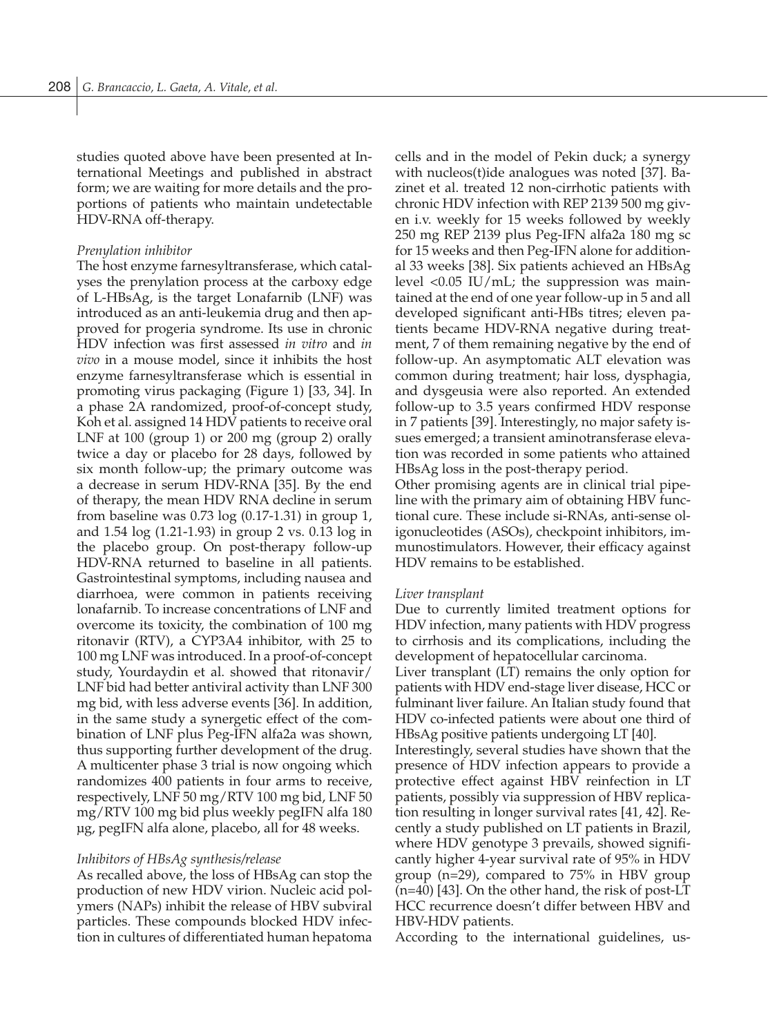studies quoted above have been presented at International Meetings and published in abstract form; we are waiting for more details and the proportions of patients who maintain undetectable HDV-RNA off-therapy.

### *Prenylation inhibitor*

The host enzyme farnesyltransferase, which catalyses the prenylation process at the carboxy edge of L-HBsAg, is the target Lonafarnib (LNF) was introduced as an anti-leukemia drug and then approved for progeria syndrome. Its use in chronic HDV infection was first assessed *in vitro* and *in vivo* in a mouse model, since it inhibits the host enzyme farnesyltransferase which is essential in promoting virus packaging (Figure 1) [33, 34]. In a phase 2A randomized, proof-of-concept study, Koh et al. assigned 14 HDV patients to receive oral LNF at 100 (group 1) or 200 mg (group 2) orally twice a day or placebo for 28 days, followed by six month follow-up; the primary outcome was a decrease in serum HDV-RNA [35]. By the end of therapy, the mean HDV RNA decline in serum from baseline was 0.73 log (0.17-1.31) in group 1, and 1.54 log (1.21-1.93) in group 2 vs. 0.13 log in the placebo group. On post-therapy follow-up HDV-RNA returned to baseline in all patients. Gastrointestinal symptoms, including nausea and diarrhoea, were common in patients receiving lonafarnib. To increase concentrations of LNF and overcome its toxicity, the combination of 100 mg ritonavir (RTV), a CYP3A4 inhibitor, with 25 to 100 mg LNF was introduced. In a proof-of-concept study, Yourdaydin et al. showed that ritonavir/LNF bid had better antiviral activity than LNF 300 mg bid, with less adverse events [36]. In addition, in the same study a synergetic effect of the combination of LNF plus Peg-IFN alfa2a was shown, thus supporting further development of the drug. A multicenter phase 3 trial is now ongoing which randomizes 400 patients in four arms to receive, respectively, LNF 50 mg/RTV 100 mg bid, LNF 50 mg/RTV 100 mg bid plus weekly pegIFN alfa 180 µg, pegIFN alfa alone, placebo, all for 48 weeks.

### *Inhibitors of HBsAg synthesis/release*

As recalled above, the loss of HBsAg can stop the production of new HDV virion. Nucleic acid polymers (NAPs) inhibit the release of HBV subviral particles. These compounds blocked HDV infection in cultures of differentiated human hepatoma cells and in the model of Pekin duck; a synergy with nucleos(t)ide analogues was noted [37]. Bazinet et al. treated 12 non-cirrhotic patients with chronic HDV infection with REP 2139 500 mg given i.v. weekly for 15 weeks followed by weekly 250 mg REP 2139 plus Peg-IFN alfa2a 180 mg sc for 15 weeks and then Peg-IFN alone for additional 33 weeks [38]. Six patients achieved an HBsAg level <0.05 IU/mL; the suppression was maintained at the end of one year follow-up in 5 and all developed significant anti-HBs titres; eleven patients became HDV-RNA negative during treatment, 7 of them remaining negative by the end of follow-up. An asymptomatic ALT elevation was common during treatment; hair loss, dysphagia, and dysgeusia were also reported. An extended follow-up to 3.5 years confirmed HDV response in 7 patients [39]. Interestingly, no major safety issues emerged; a transient aminotransferase elevation was recorded in some patients who attained HBsAg loss in the post-therapy period.

Other promising agents are in clinical trial pipeline with the primary aim of obtaining HBV functional cure. These include si-RNAs, anti-sense oligonucleotides (ASOs), checkpoint inhibitors, immunostimulators. However, their efficacy against HDV remains to be established.

### *Liver transplant*

Due to currently limited treatment options for HDV infection, many patients with HDV progress to cirrhosis and its complications, including the development of hepatocellular carcinoma.

Liver transplant (LT) remains the only option for patients with HDV end-stage liver disease, HCC or fulminant liver failure. An Italian study found that HDV co-infected patients were about one third of HBsAg positive patients undergoing LT [40].

Interestingly, several studies have shown that the presence of HDV infection appears to provide a protective effect against HBV reinfection in LT patients, possibly via suppression of HBV replication resulting in longer survival rates [41, 42]. Recently a study published on LT patients in Brazil, where HDV genotype 3 prevails, showed significantly higher 4-year survival rate of 95% in HDV group (n=29), compared to 75% in HBV group (n=40) [43]. On the other hand, the risk of post-LT HCC recurrence doesn't differ between HBV and HBV-HDV patients.

According to the international guidelines, us-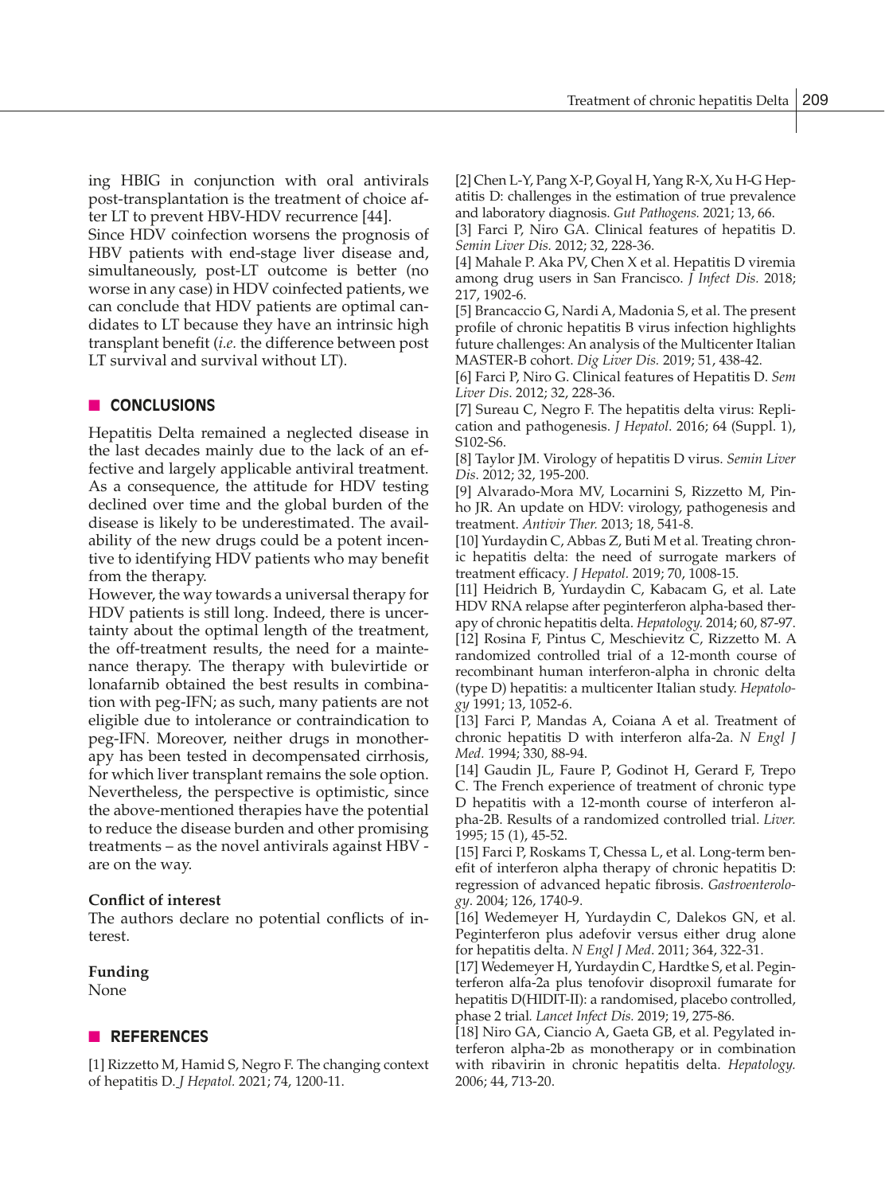ing HBIG in conjunction with oral antivirals post-transplantation is the treatment of choice after LT to prevent HBV-HDV recurrence [44].

Since HDV coinfection worsens the prognosis of HBV patients with end-stage liver disease and, simultaneously, post-LT outcome is better (no worse in any case) in HDV coinfected patients, we can conclude that HDV patients are optimal candidates to LT because they have an intrinsic high transplant benefit (*i.e.* the difference between post LT survival and survival without LT).

## CONCLUSIONS

Hepatitis Delta remained a neglected disease in the last decades mainly due to the lack of an effective and largely applicable antiviral treatment. As a consequence, the attitude for HDV testing declined over time and the global burden of the disease is likely to be underestimated. The availability of the new drugs could be a potent incentive to identifying HDV patients who may benefit from the therapy.

However, the way towards a universal therapy for HDV patients is still long. Indeed, there is uncertainty about the optimal length of the treatment, the off-treatment results, the need for a maintenance therapy. The therapy with bulevirtide or lonafarnib obtained the best results in combination with peg-IFN; as such, many patients are not eligible due to intolerance or contraindication to peg-IFN. Moreover, neither drugs in monotherapy has been tested in decompensated cirrhosis, for which liver transplant remains the sole option. Nevertheless, the perspective is optimistic, since the above-mentioned therapies have the potential to reduce the disease burden and other promising treatments – as the novel antivirals against HBV - are on the way.

**Conflict of interest**

The authors declare no potential conflicts of interest.

**Funding**

None

## REFERENCES

[1] Rizzetto M, Hamid S, Negro F. The changing context of hepatitis D. *J Hepatol.* 2021; 74, 1200-11.

[2] Chen L-Y, Pang X-P, Goyal H, Yang R-X, Xu H-G Hepatitis D: challenges in the estimation of true prevalence and laboratory diagnosis. *Gut Pathogens.* 2021; 13, 66.

[3] Farci P, Niro GA. Clinical features of hepatitis D. *Semin Liver Dis.* 2012; 32, 228-36.

[4] Mahale P. Aka PV, Chen X et al. Hepatitis D viremia among drug users in San Francisco. *J Infect Dis.* 2018; 217, 1902-6.

[5] Brancaccio G, Nardi A, Madonia S, et al. The present profile of chronic hepatitis B virus infection highlights future challenges: An analysis of the Multicenter Italian MASTER-B cohort. *Dig Liver Dis.* 2019; 51, 438-42.

[6] Farci P, Niro G. Clinical features of Hepatitis D. *Sem Liver Dis*. 2012; 32, 228-36.

[7] Sureau C, Negro F. The hepatitis delta virus: Replication and pathogenesis. *J Hepatol*. 2016; 64 (Suppl. 1), S102-S6.

[8] Taylor JM. Virology of hepatitis D virus. *Semin Liver Dis*. 2012; 32, 195-200.

[9] Alvarado-Mora MV, Locarnini S, Rizzetto M, Pinho JR. An update on HDV: virology, pathogenesis and treatment. *Antivir Ther.* 2013; 18, 541-8.

[10] Yurdaydin C, Abbas Z, Buti M et al. Treating chronic hepatitis delta: the need of surrogate markers of treatment efficacy. *J Hepatol.* 2019; 70, 1008-15.

[11] Heidrich B, Yurdaydin C, Kabacam G, et al. Late HDV RNA relapse after peginterferon alpha-based therapy of chronic hepatitis delta. *Hepatology.* 2014; 60, 87-97.

[12] Rosina F, Pintus C, Meschievitz C, Rizzetto M. A randomized controlled trial of a 12-month course of recombinant human interferon-alpha in chronic delta (type D) hepatitis: a multicenter Italian study. *Hepatology* 1991; 13, 1052-6.

[13] Farci P, Mandas A, Coiana A et al. Treatment of chronic hepatitis D with interferon alfa-2a. *N Engl J Med.* 1994; 330, 88-94.

[14] Gaudin JL, Faure P, Godinot H, Gerard F, Trepo C. The French experience of treatment of chronic type D hepatitis with a 12-month course of interferon alpha-2B. Results of a randomized controlled trial. *Liver.* 1995; 15 (1), 45-52.

[15] Farci P, Roskams T, Chessa L, et al. Long-term benefit of interferon alpha therapy of chronic hepatitis D: regression of advanced hepatic fibrosis. *Gastroenterology*. 2004; 126, 1740-9.

[16] Wedemeyer H, Yurdaydin C, Dalekos GN, et al. Peginterferon plus adefovir versus either drug alone for hepatitis delta. *N Engl J Med.* 2011; 364, 322-31.

[17] Wedemeyer H, Yurdaydin C, Hardtke S, et al. Peginterferon alfa-2a plus tenofovir disoproxil fumarate for hepatitis D(HIDIT-II): a randomised, placebo controlled, phase 2 trial. *Lancet Infect Dis.* 2019; 19, 275-86.

[18] Niro GA, Ciancio A, Gaeta GB, et al. Pegylated interferon alpha-2b as monotherapy or in combination with ribavirin in chronic hepatitis delta. *Hepatology.* 2006; 44, 713-20.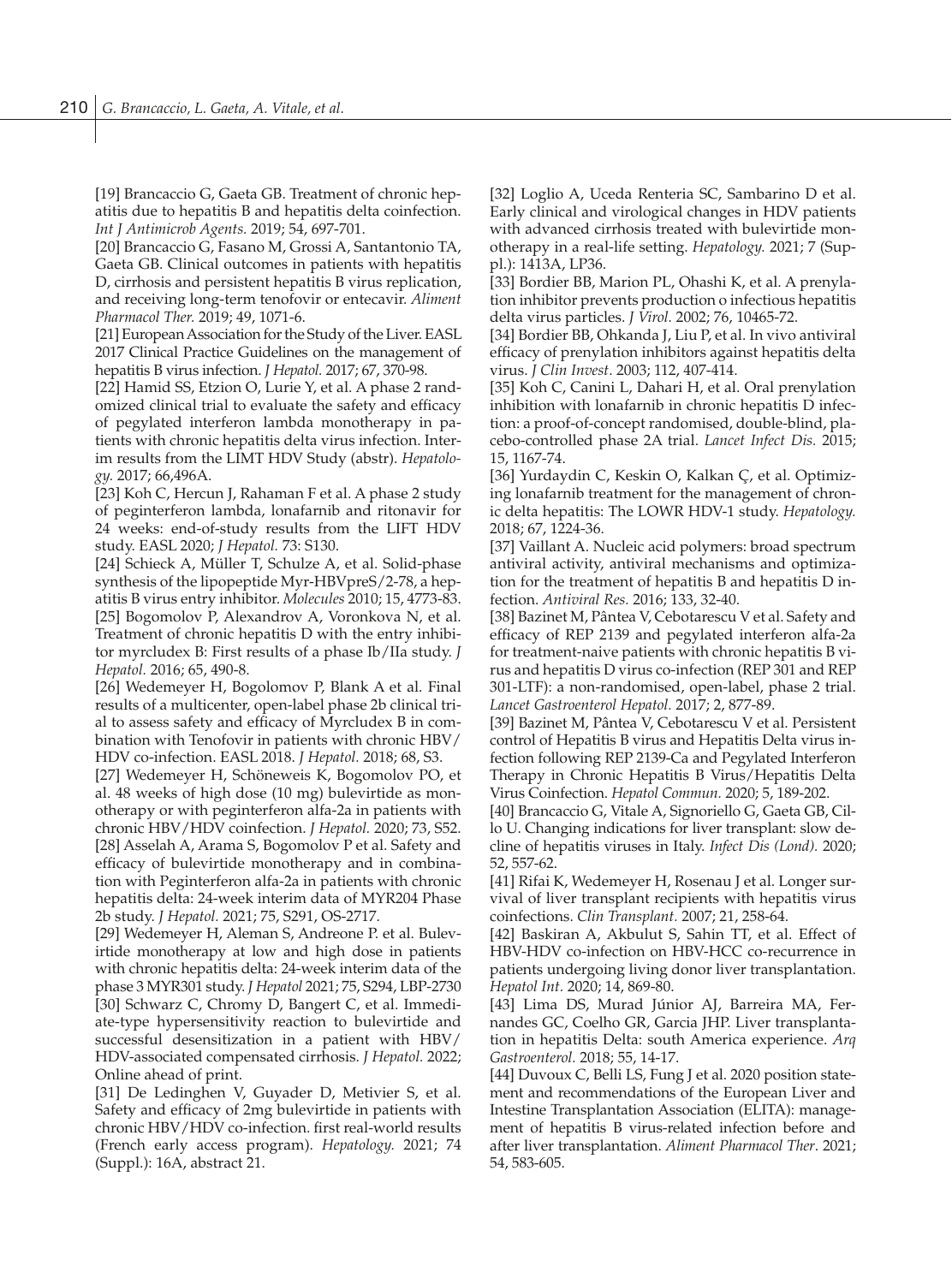[19] Brancaccio G, Gaeta GB. Treatment of chronic hepatitis due to hepatitis B and hepatitis delta coinfection. *Int J Antimicrob Agents.* 2019; 54, 697-701.

[20] Brancaccio G, Fasano M, Grossi A, Santantonio TA, Gaeta GB. Clinical outcomes in patients with hepatitis D, cirrhosis and persistent hepatitis B virus replication, and receiving long-term tenofovir or entecavir. *Aliment Pharmacol Ther.* 2019; 49, 1071-6.

[21] European Association for the Study of the Liver. EASL 2017 Clinical Practice Guidelines on the management of hepatitis B virus infection. *J Hepatol.* 2017; 67, 370-98.

[22] Hamid SS, Etzion O, Lurie Y, et al. A phase 2 randomized clinical trial to evaluate the safety and efficacy of pegylated interferon lambda monotherapy in patients with chronic hepatitis delta virus infection. Interim results from the LIMT HDV Study (abstr). *Hepatology.* 2017; 66,496A.

[23] Koh C, Hercun J, Rahaman F et al. A phase 2 study of peginterferon lambda, lonafarnib and ritonavir for 24 weeks: end-of-study results from the LIFT HDV study. EASL 2020; *J Hepatol.* 73: S130.

[24] Schieck A, Müller T, Schulze A, et al. Solid-phase synthesis of the lipopeptide Myr-HBVpreS/2-78, a hepatitis B virus entry inhibitor. *Molecules* 2010; 15, 4773-83.

[25] Bogomolov P, Alexandrov A, Voronkova N, et al. Treatment of chronic hepatitis D with the entry inhibitor myrcludex B: First results of a phase Ib/IIa study. *J Hepatol.* 2016; 65, 490-8.

[26] Wedemeyer H, Bogolomov P, Blank A et al. Final results of a multicenter, open-label phase 2b clinical trial to assess safety and efficacy of Myrcludex B in combination with Tenofovir in patients with chronic HBV/HDV co-infection. EASL 2018. *J Hepatol.* 2018; 68, S3.

[27] Wedemeyer H, Schöneweis K, Bogomolov PO, et al. 48 weeks of high dose (10 mg) bulevirtide as monotherapy or with peginterferon alfa-2a in patients with chronic HBV/HDV coinfection. *J Hepatol.* 2020; 73, S52.

[28] Asselah A, Arama S, Bogomolov P et al. Safety and efficacy of bulevirtide monotherapy and in combination with Peginterferon alfa-2a in patients with chronic hepatitis delta: 24-week interim data of MYR204 Phase 2b study. *J Hepatol.* 2021; 75, S291, OS-2717.

[29] Wedemeyer H, Aleman S, Andreone P. et al. Bulevirtide monotherapy at low and high dose in patients with chronic hepatitis delta: 24-week interim data of the phase 3 MYR301 study. *J Hepatol* 2021; 75, S294, LBP-2730

[30] Schwarz C, Chromy D, Bangert C, et al. Immediate-type hypersensitivity reaction to bulevirtide and successful desensitization in a patient with HBV/HDV-associated compensated cirrhosis. *J Hepatol.* 2022; Online ahead of print.

[31] De Ledinghen V, Guyader D, Metivier S, et al. Safety and efficacy of 2mg bulevirtide in patients with chronic HBV/HDV co-infection. first real-world results (French early access program). *Hepatology.* 2021; 74 (Suppl.): 16A, abstract 21.

[32] Loglio A, Uceda Renteria SC, Sambarino D et al. Early clinical and virological changes in HDV patients with advanced cirrhosis treated with bulevirtide monotherapy in a real-life setting. *Hepatology.* 2021; 7 (Suppl.): 1413A, LP36.

[33] Bordier BB, Marion PL, Ohashi K, et al. A prenylation inhibitor prevents production o infectious hepatitis delta virus particles. *J Virol.* 2002; 76, 10465-72.

[34] Bordier BB, Ohkanda J, Liu P, et al. In vivo antiviral efficacy of prenylation inhibitors against hepatitis delta virus. *J Clin Invest*. 2003; 112, 407-414.

[35] Koh C, Canini L, Dahari H, et al. Oral prenylation inhibition with lonafarnib in chronic hepatitis D infection: a proof-of-concept randomised, double-blind, placebo-controlled phase 2A trial. *Lancet Infect Dis.* 2015; 15, 1167-74.

[36] Yurdaydin C, Keskin O, Kalkan Ç, et al. Optimizing lonafarnib treatment for the management of chronic delta hepatitis: The LOWR HDV-1 study. *Hepatology.* 2018; 67, 1224-36.

[37] Vaillant A. Nucleic acid polymers: broad spectrum antiviral activity, antiviral mechanisms and optimization for the treatment of hepatitis B and hepatitis D infection. *Antiviral Res.* 2016; 133, 32-40.

[38] Bazinet M, Pântea V, Cebotarescu V et al. Safety and efficacy of REP 2139 and pegylated interferon alfa-2a for treatment-naive patients with chronic hepatitis B virus and hepatitis D virus co-infection (REP 301 and REP 301-LTF): a non-randomised, open-label, phase 2 trial. *Lancet Gastroenterol Hepatol.* 2017; 2, 877-89.

[39] Bazinet M, Pântea V, Cebotarescu V et al. Persistent control of Hepatitis B virus and Hepatitis Delta virus infection following REP 2139-Ca and Pegylated Interferon Therapy in Chronic Hepatitis B Virus/Hepatitis Delta Virus Coinfection. *Hepatol Commun.* 2020; 5, 189-202.

[40] Brancaccio G, Vitale A, Signoriello G, Gaeta GB, Cillo U. Changing indications for liver transplant: slow decline of hepatitis viruses in Italy. *Infect Dis (Lond).* 2020; 52, 557-62.

[41] Rifai K, Wedemeyer H, Rosenau J et al. Longer survival of liver transplant recipients with hepatitis virus coinfections. *Clin Transplant.* 2007; 21, 258-64.

[42] Baskiran A, Akbulut S, Sahin TT, et al. Effect of HBV-HDV co-infection on HBV-HCC co-recurrence in patients undergoing living donor liver transplantation. *Hepatol Int.* 2020; 14, 869-80.

[43] Lima DS, Murad Júnior AJ, Barreira MA, Fernandes GC, Coelho GR, Garcia JHP. Liver transplantation in hepatitis Delta: south America experience. *Arq Gastroenterol.* 2018; 55, 14-17.

[44] Duvoux C, Belli LS, Fung J et al. 2020 position statement and recommendations of the European Liver and Intestine Transplantation Association (ELITA): management of hepatitis B virus-related infection before and after liver transplantation. *Aliment Pharmacol Ther*. 2021; 54, 583-605.